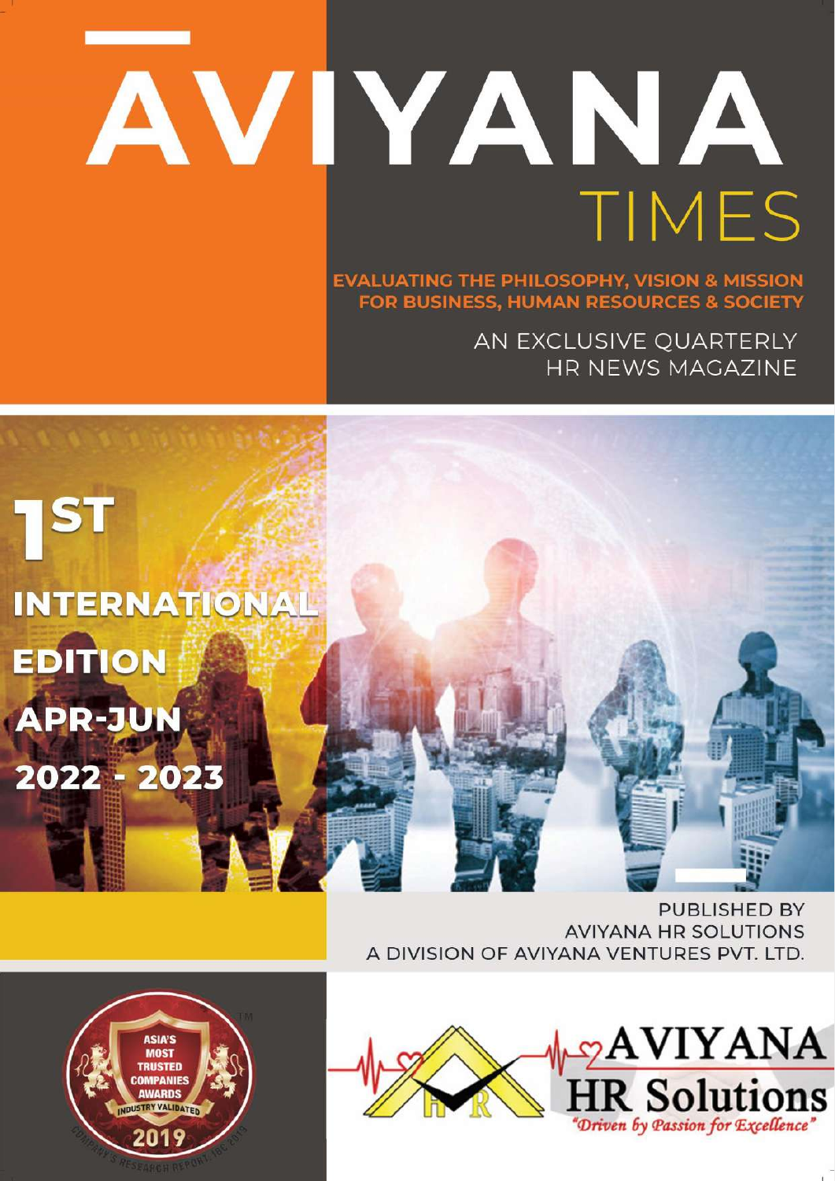# ĀVIYANA TIMES

**EVALUATING THE PHILOSOPHY, VISION & MISSION FOR BUSINESS, HUMAN RESOURCES & SOCIETY**

AN EXCLUSIVE QUARTERLY HR NEWS MAGAZINE

## 1ST INTERNATIONAL EDITION APR-JUN 2022 - 2023

PUBLISHED BY
AVIYANA HR SOLUTIONS
A DIVISION OF AVIYANA VENTURES PVT. LTD.

ASIA'S MOST TRUSTED COMPANIES AWARDS
INDUSTRY VALIDATED
2019

AVIYANA HR Solutions
*"Driven by Passion for Excellence"*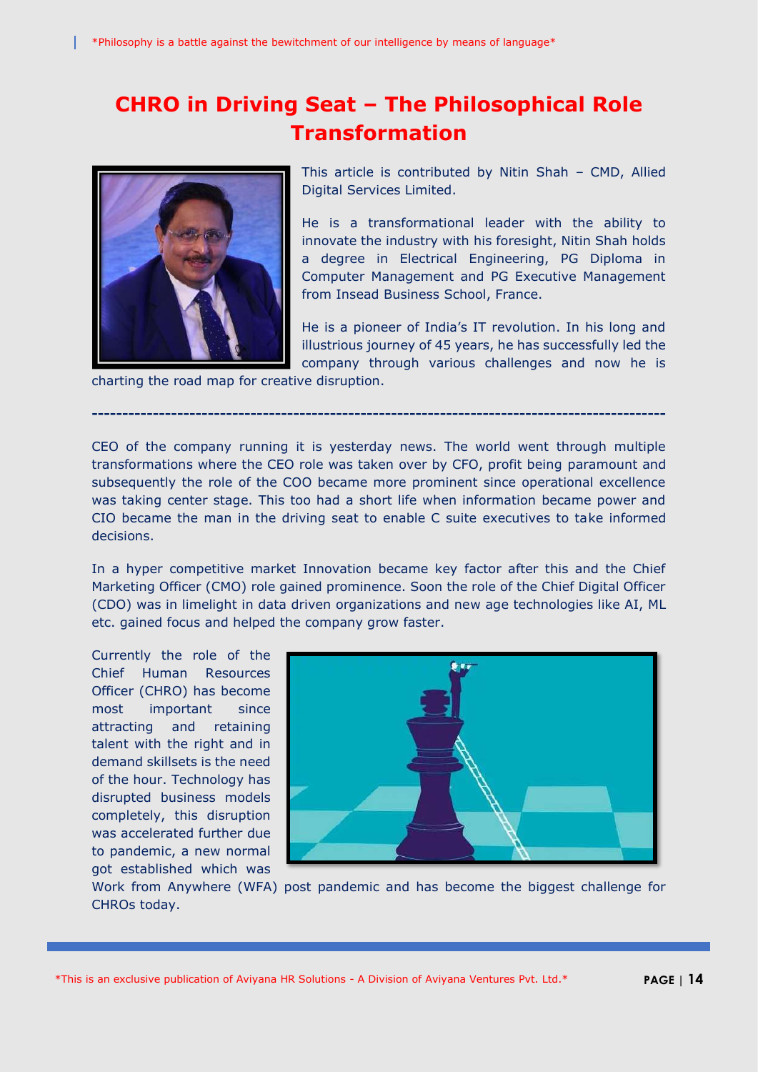# CHRO in Driving Seat – The Philosophical Role Transformation

This article is contributed by Nitin Shah – CMD, Allied Digital Services Limited.

He is a transformational leader with the ability to innovate the industry with his foresight, Nitin Shah holds a degree in Electrical Engineering, PG Diploma in Computer Management and PG Executive Management from Insead Business School, France.

He is a pioneer of India's IT revolution. In his long and illustrious journey of 45 years, he has successfully led the company through various challenges and now he is charting the road map for creative disruption.

---

CEO of the company running it is yesterday news. The world went through multiple transformations where the CEO role was taken over by CFO, profit being paramount and subsequently the role of the COO became more prominent since operational excellence was taking center stage. This too had a short life when information became power and CIO became the man in the driving seat to enable C suite executives to take informed decisions.

In a hyper competitive market Innovation became key factor after this and the Chief Marketing Officer (CMO) role gained prominence. Soon the role of the Chief Digital Officer (CDO) was in limelight in data driven organizations and new age technologies like AI, ML etc. gained focus and helped the company grow faster.

Currently the role of the Chief Human Resources Officer (CHRO) has become most important since attracting and retaining talent with the right and in demand skillsets is the need of the hour. Technology has disrupted business models completely, this disruption was accelerated further due to pandemic, a new normal got established which was Work from Anywhere (WFA) post pandemic and has become the biggest challenge for CHROs today.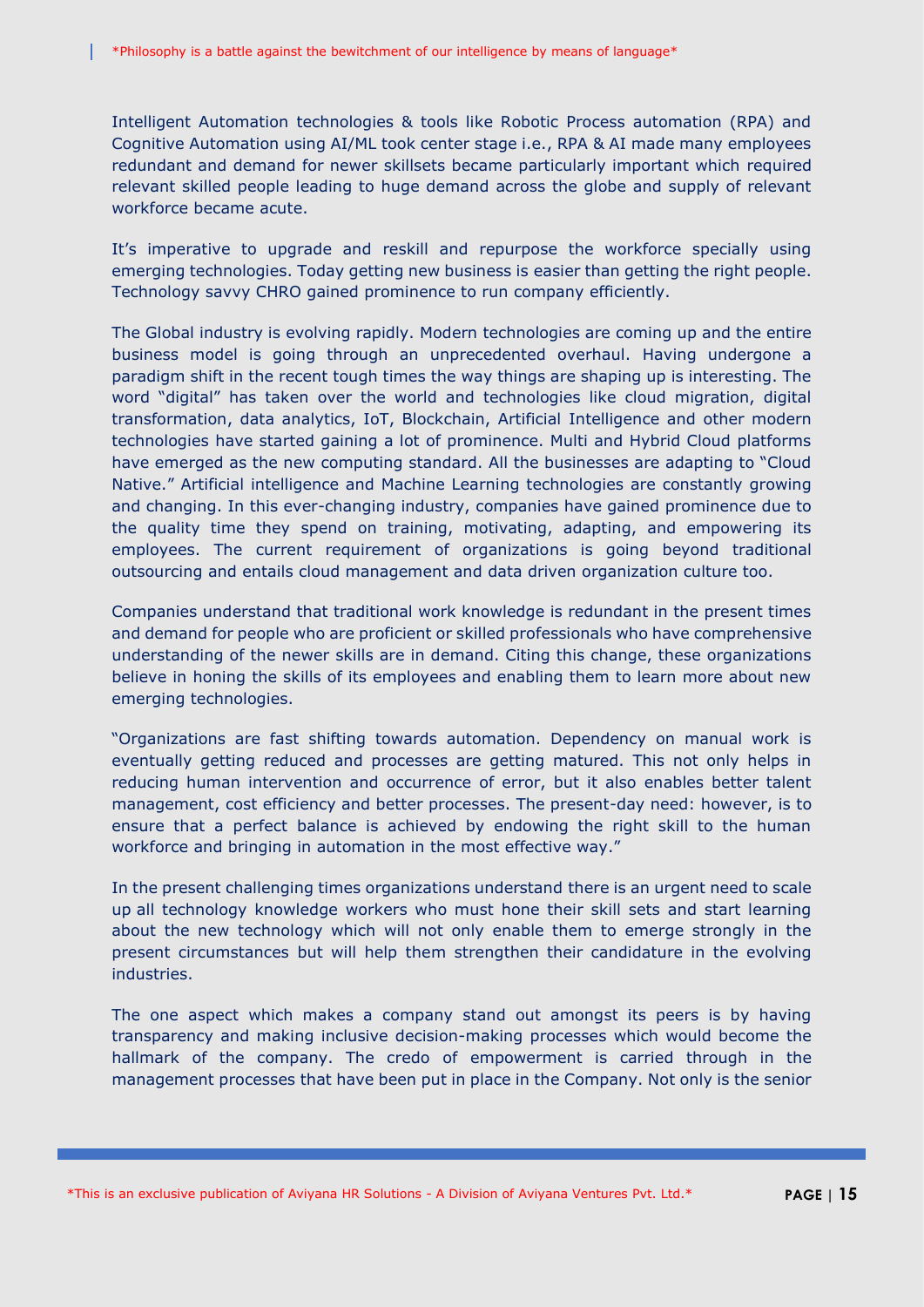Intelligent Automation technologies & tools like Robotic Process automation (RPA) and Cognitive Automation using AI/ML took center stage i.e., RPA & AI made many employees redundant and demand for newer skillsets became particularly important which required relevant skilled people leading to huge demand across the globe and supply of relevant workforce became acute.

It's imperative to upgrade and reskill and repurpose the workforce specially using emerging technologies. Today getting new business is easier than getting the right people. Technology savvy CHRO gained prominence to run company efficiently.

The Global industry is evolving rapidly. Modern technologies are coming up and the entire business model is going through an unprecedented overhaul. Having undergone a paradigm shift in the recent tough times the way things are shaping up is interesting. The word "digital" has taken over the world and technologies like cloud migration, digital transformation, data analytics, IoT, Blockchain, Artificial Intelligence and other modern technologies have started gaining a lot of prominence. Multi and Hybrid Cloud platforms have emerged as the new computing standard. All the businesses are adapting to "Cloud Native." Artificial intelligence and Machine Learning technologies are constantly growing and changing. In this ever-changing industry, companies have gained prominence due to the quality time they spend on training, motivating, adapting, and empowering its employees. The current requirement of organizations is going beyond traditional outsourcing and entails cloud management and data driven organization culture too.

Companies understand that traditional work knowledge is redundant in the present times and demand for people who are proficient or skilled professionals who have comprehensive understanding of the newer skills are in demand. Citing this change, these organizations believe in honing the skills of its employees and enabling them to learn more about new emerging technologies.

"Organizations are fast shifting towards automation. Dependency on manual work is eventually getting reduced and processes are getting matured. This not only helps in reducing human intervention and occurrence of error, but it also enables better talent management, cost efficiency and better processes. The present-day need: however, is to ensure that a perfect balance is achieved by endowing the right skill to the human workforce and bringing in automation in the most effective way."

In the present challenging times organizations understand there is an urgent need to scale up all technology knowledge workers who must hone their skill sets and start learning about the new technology which will not only enable them to emerge strongly in the present circumstances but will help them strengthen their candidature in the evolving industries.

The one aspect which makes a company stand out amongst its peers is by having transparency and making inclusive decision-making processes which would become the hallmark of the company. The credo of empowerment is carried through in the management processes that have been put in place in the Company. Not only is the senior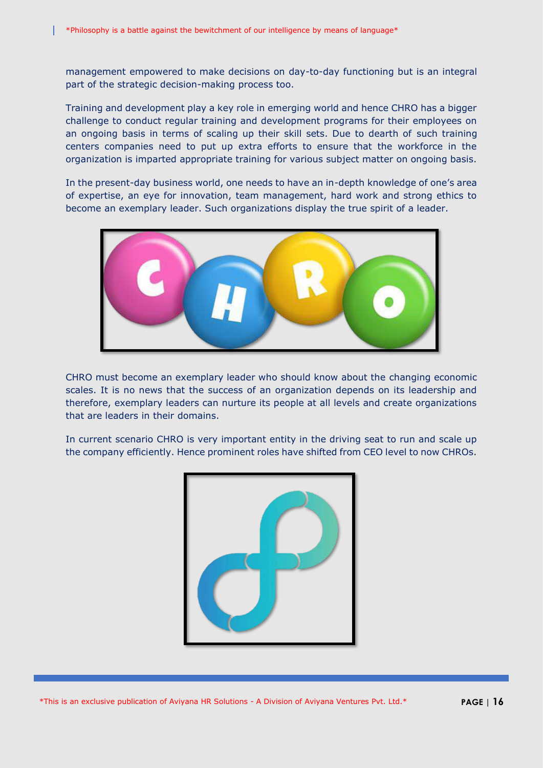management empowered to make decisions on day-to-day functioning but is an integral part of the strategic decision-making process too.

Training and development play a key role in emerging world and hence CHRO has a bigger challenge to conduct regular training and development programs for their employees on an ongoing basis in terms of scaling up their skill sets. Due to dearth of such training centers companies need to put up extra efforts to ensure that the workforce in the organization is imparted appropriate training for various subject matter on ongoing basis.

In the present-day business world, one needs to have an in-depth knowledge of one's area of expertise, an eye for innovation, team management, hard work and strong ethics to become an exemplary leader. Such organizations display the true spirit of a leader.

CHRO must become an exemplary leader who should know about the changing economic scales. It is no news that the success of an organization depends on its leadership and therefore, exemplary leaders can nurture its people at all levels and create organizations that are leaders in their domains.

In current scenario CHRO is very important entity in the driving seat to run and scale up the company efficiently. Hence prominent roles have shifted from CEO level to now CHROs.